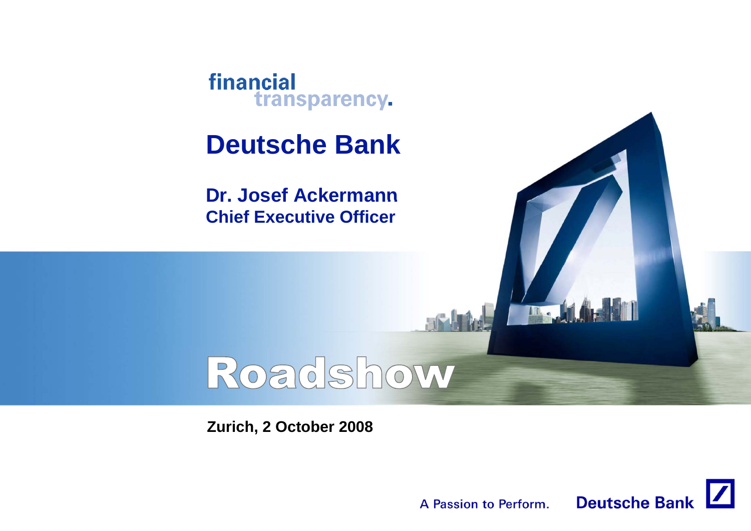financial transparency.

# Deutsche Bank

**Dr. Josef Ackermann**
**Chief Executive Officer**

## Roadshow

**Zurich, 2 October 2008**

A Passion to Perform. Deutsche Bank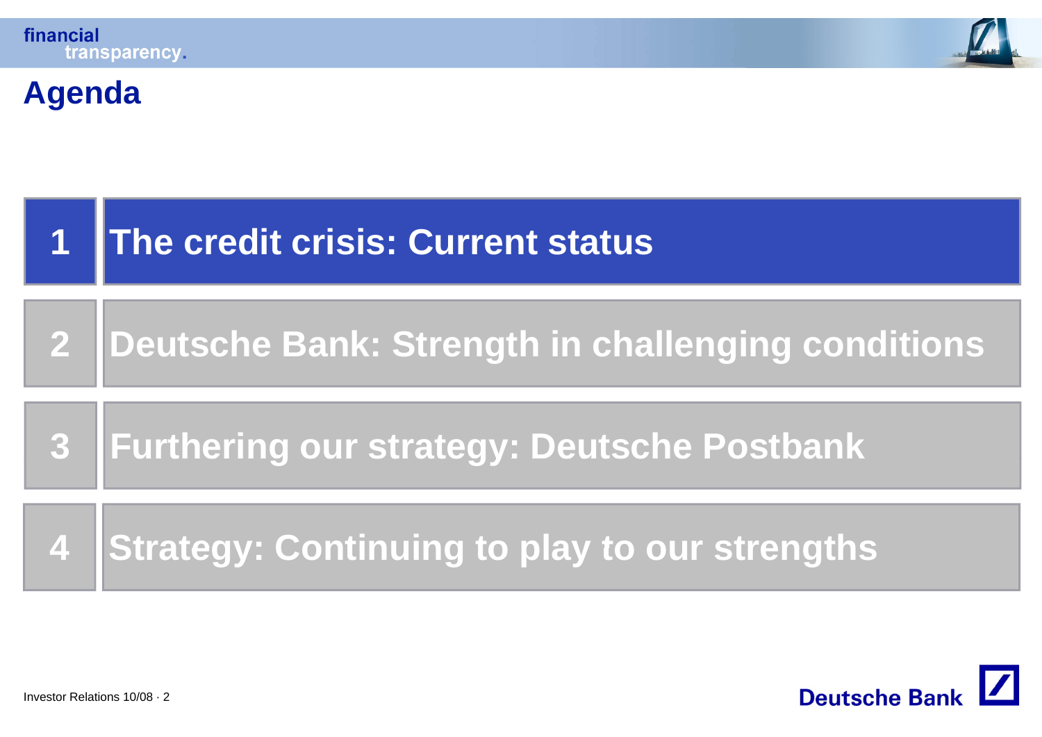# Agenda

1. **The credit crisis: Current status**
2. **Deutsche Bank: Strength in challenging conditions**
3. **Furthering our strategy: Deutsche Postbank**
4. **Strategy: Continuing to play to our strengths**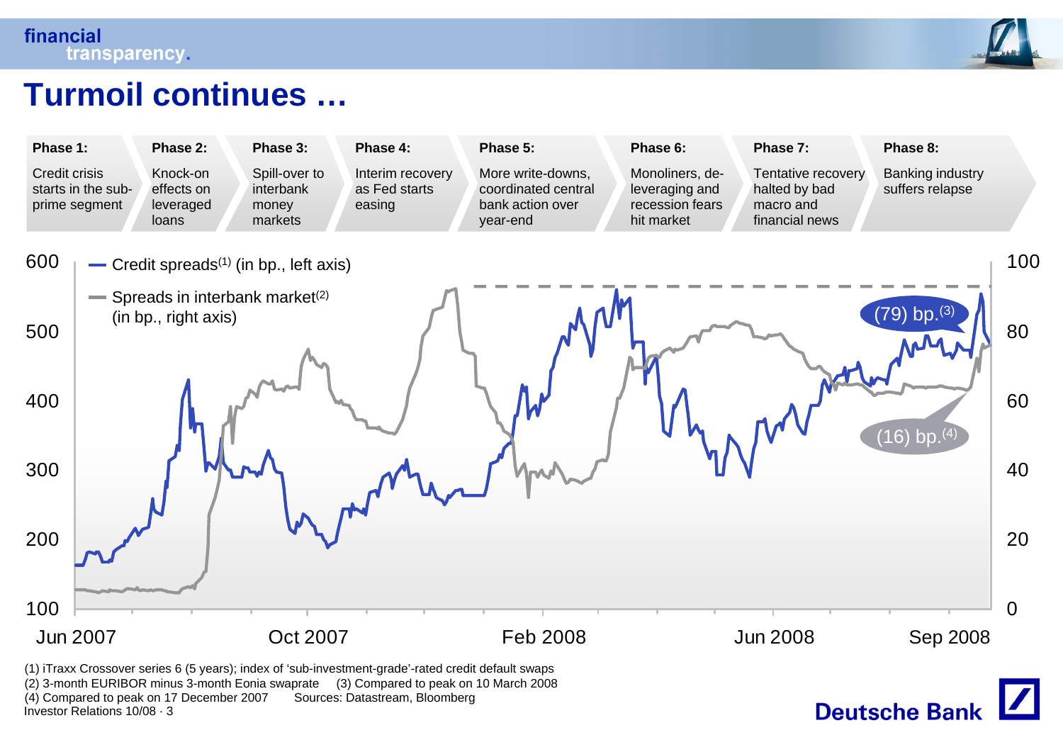# Turmoil continues …

| Phase 1: | Phase 2: | Phase 3: | Phase 4: | Phase 5: | Phase 6: | Phase 7: | Phase 8: |
|---|---|---|---|---|---|---|---|
| Credit crisis starts in the sub-prime segment | Knock-on effects on leveraged loans | Spill-over to interbank money markets | Interim recovery as Fed starts easing | More write-downs, coordinated central bank action over year-end | Monoliners, de-leveraging and recession fears hit market | Tentative recovery halted by bad macro and financial news | Banking industry suffers relapse |

- Credit spreads[1] (in bp., left axis)
- Spreads in interbank market[2] (in bp., right axis)

(79) bp.[3]

(16) bp.[4]

Left axis: 100, 200, 300, 400, 500, 600

Right axis: 0, 20, 40, 60, 80, 100

Jun 2007 | Oct 2007 | Feb 2008 | Jun 2008 | Sep 2008

(1) iTraxx Crossover series 6 (5 years); index of 'sub-investment-grade'-rated credit default swaps
(2) 3-month EURIBOR minus 3-month Eonia swaprate (3) Compared to peak on 10 March 2008
(4) Compared to peak on 17 December 2007 Sources: Datastream, Bloomberg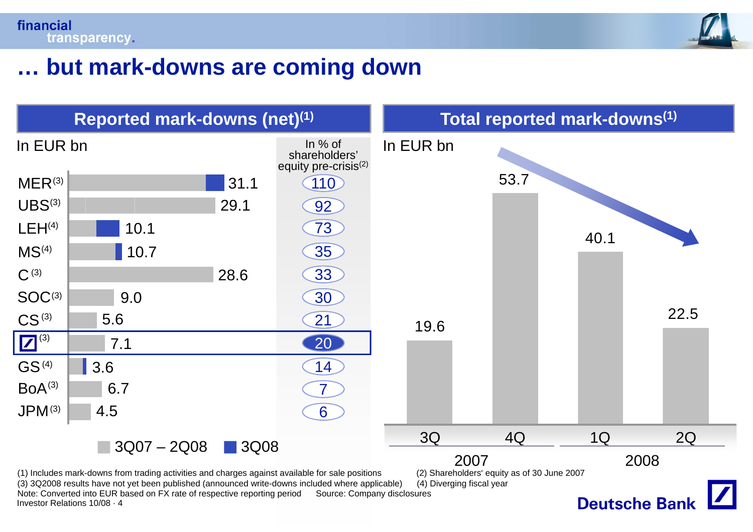# … but mark-downs are coming down

## Reported mark-downs (net)[1]

In EUR bn

| Company | Mark-downs (EUR bn) | In % of shareholders' equity pre-crisis[2] |
|---|---|---|
| MER[3] | 31.1 | 110 |
| UBS[3] | 29.1 | 92 |
| LEH[4] | 10.1 | 73 |
| MS[4] | 10.7 | 35 |
| C[3] | 28.6 | 33 |
| SOC[3] | 9.0 | 30 |
| CS[3] | 5.6 | 21 |
| Deutsche Bank[3] | 7.1 | 20 |
| GS[4] | 3.6 | 14 |
| BoA[3] | 6.7 | 7 |
| JPM[3] | 4.5 | 6 |

Legend: 3Q07 – 2Q08; 3Q08

## Total reported mark-downs[1]

In EUR bn

| Year | Quarter | Mark-downs (EUR bn) |
|---|---|---|
| 2007 | 3Q | 19.6 |
| 2007 | 4Q | 53.7 |
| 2008 | 1Q | 40.1 |
| 2008 | 2Q | 22.5 |

(1) Includes mark-downs from trading activities and charges against available for sale positions
(2) Shareholders' equity as of 30 June 2007
(3) 3Q2008 results have not yet been published (announced write-downs included where applicable)
(4) Diverging fiscal year

Note: Converted into EUR based on FX rate of respective reporting period. Source: Company disclosures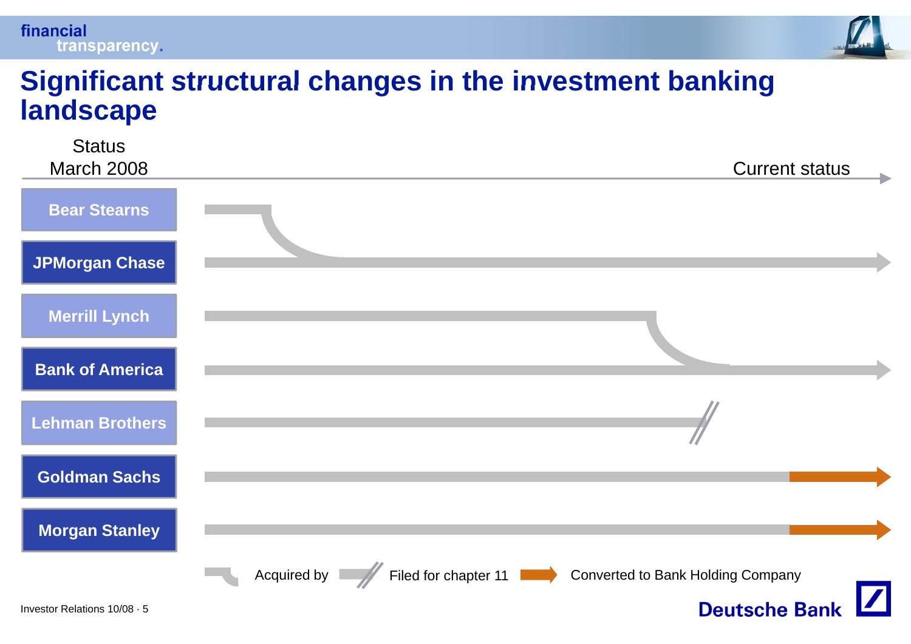# Significant structural changes in the investment banking landscape

Status March 2008 → Current status

- Bear Stearns
- JPMorgan Chase
- Merrill Lynch
- Bank of America
- Lehman Brothers
- Goldman Sachs
- Morgan Stanley

Acquired by | Filed for chapter 11 | Converted to Bank Holding Company

Investor Relations 10/08 · 5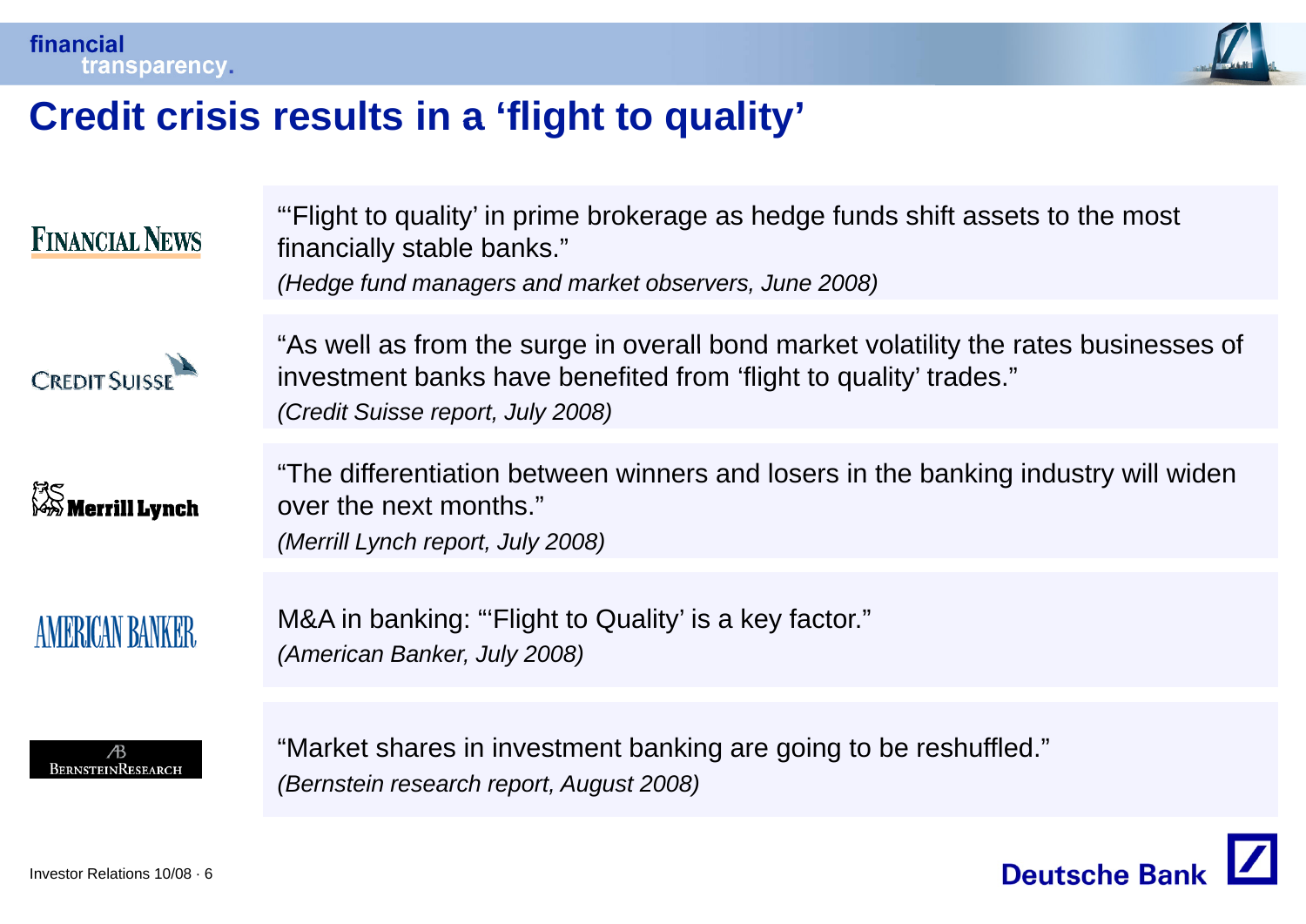# Credit crisis results in a 'flight to quality'

**Financial News**

"'Flight to quality' in prime brokerage as hedge funds shift assets to the most financially stable banks."
*(Hedge fund managers and market observers, June 2008)*

**Credit Suisse**

"As well as from the surge in overall bond market volatility the rates businesses of investment banks have benefited from 'flight to quality' trades."
*(Credit Suisse report, July 2008)*

**Merrill Lynch**

"The differentiation between winners and losers in the banking industry will widen over the next months."
*(Merrill Lynch report, July 2008)*

**American Banker**

M&A in banking: "'Flight to Quality' is a key factor."
*(American Banker, July 2008)*

**Bernstein Research**

"Market shares in investment banking are going to be reshuffled."
*(Bernstein research report, August 2008)*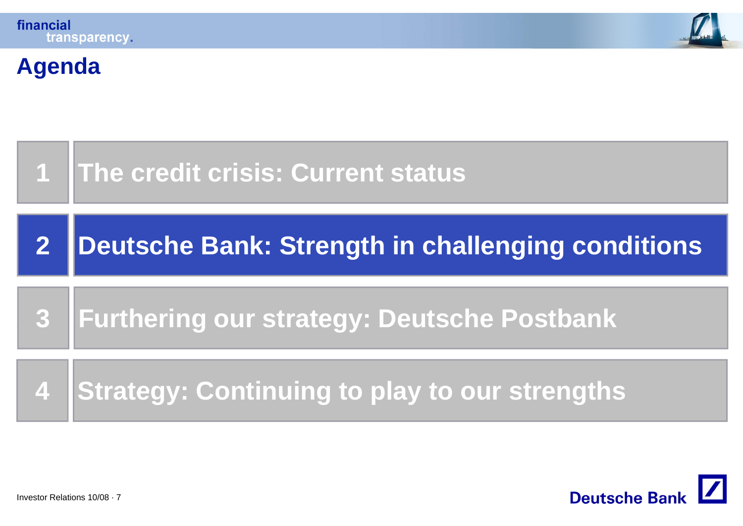# Agenda

1. The credit crisis: Current status
2. **Deutsche Bank: Strength in challenging conditions**
3. Furthering our strategy: Deutsche Postbank
4. Strategy: Continuing to play to our strengths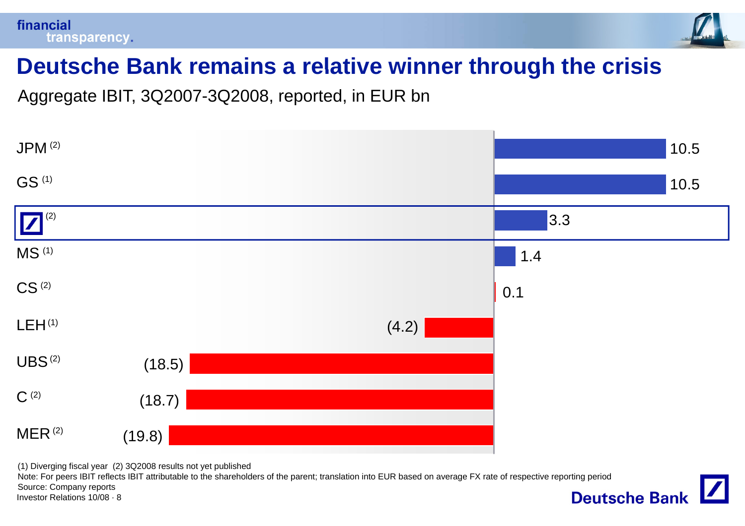# Deutsche Bank remains a relative winner through the crisis

Aggregate IBIT, 3Q2007-3Q2008, reported, in EUR bn

| Bank | Aggregate IBIT (EUR bn) |
|---|---|
| JPM (2) | 10.5 |
| GS (1) | 10.5 |
| Deutsche Bank (2) | 3.3 |
| MS (1) | 1.4 |
| CS (2) | 0.1 |
| LEH (1) | (4.2) |
| UBS (2) | (18.5) |
| C (2) | (18.7) |
| MER (2) | (19.8) |

(1) Diverging fiscal year (2) 3Q2008 results not yet published

Note: For peers IBIT reflects IBIT attributable to the shareholders of the parent; translation into EUR based on average FX rate of respective reporting period

Source: Company reports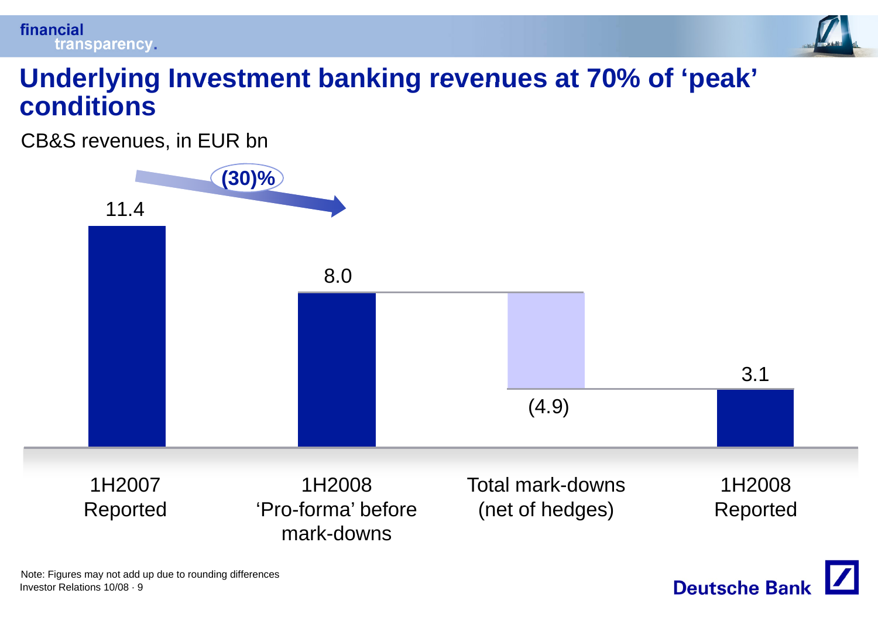# Underlying Investment banking revenues at 70% of 'peak' conditions

CB&S revenues, in EUR bn

| | 1H2007 Reported | 1H2008 'Pro-forma' before mark-downs | Total mark-downs (net of hedges) | 1H2008 Reported |
|---|---|---|---|---|
| EUR bn | 11.4 | 8.0 | (4.9) | 3.1 |

(30)% (1H2007 Reported to 1H2008 'Pro-forma' before mark-downs)

Note: Figures may not add up due to rounding differences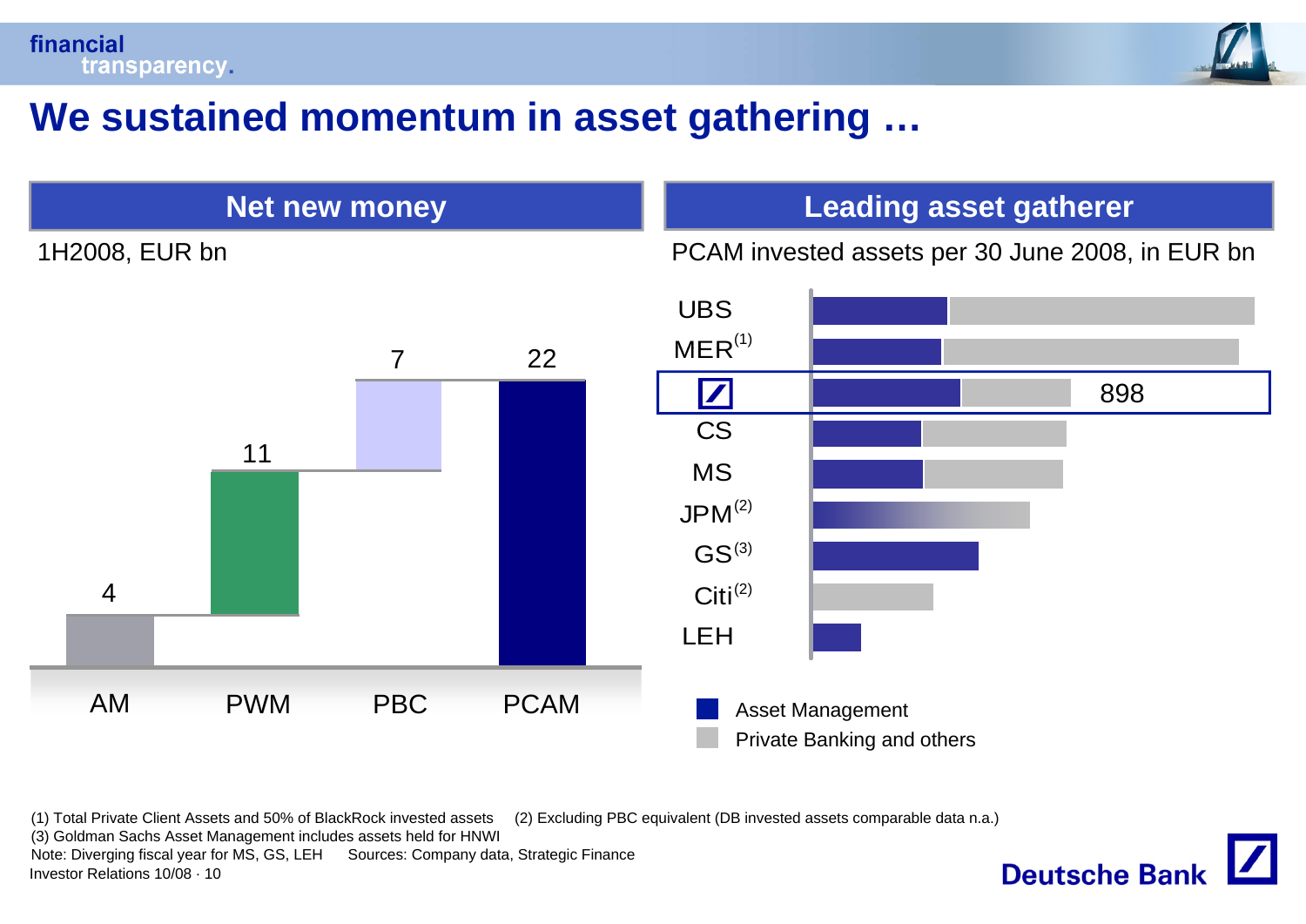# We sustained momentum in asset gathering …

## Net new money

1H2008, EUR bn

| AM | PWM | PBC | PCAM |
|---|---|---|---|
| 4 | 11 | 7 | 22 |

## Leading asset gatherer

PCAM invested assets per 30 June 2008, in EUR bn

- UBS
- MER[1]
- Deutsche Bank: 898
- CS
- MS
- JPM[2]
- GS[3]
- Citi[2]
- LEH

Legend: Asset Management; Private Banking and others

(1) Total Private Client Assets and 50% of BlackRock invested assets (2) Excluding PBC equivalent (DB invested assets comparable data n.a.)
(3) Goldman Sachs Asset Management includes assets held for HNWI
Note: Diverging fiscal year for MS, GS, LEH Sources: Company data, Strategic Finance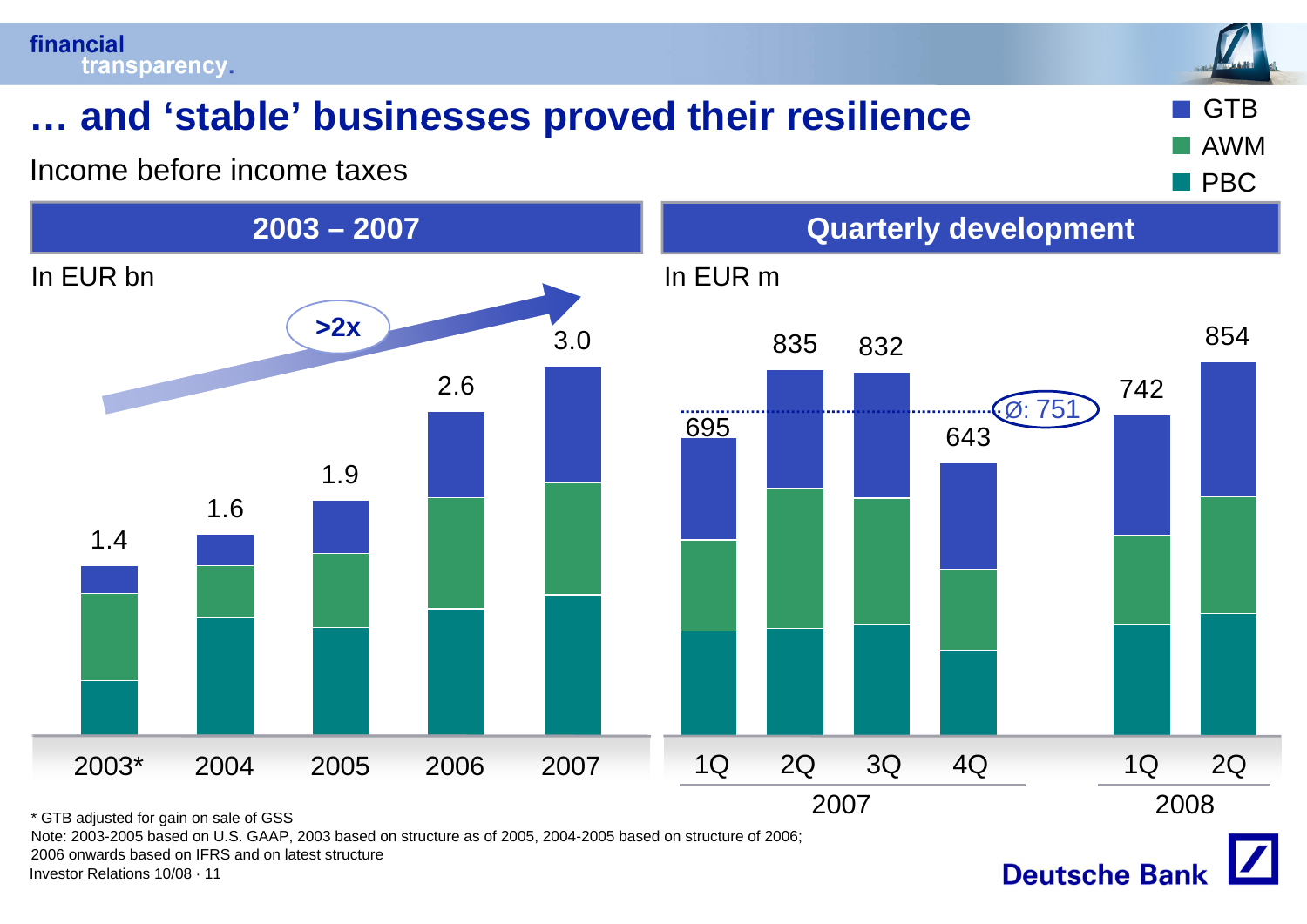# … and 'stable' businesses proved their resilience

Income before income taxes

Legend: GTB, AWM, PBC

## 2003 – 2007

In EUR bn

>2x

| | 2003* | 2004 | 2005 | 2006 | 2007 |
|---|---|---|---|---|---|
| Total | 1.4 | 1.6 | 1.9 | 2.6 | 3.0 |

## Quarterly development

In EUR m

| | 1Q 2007 | 2Q 2007 | 3Q 2007 | 4Q 2007 | 1Q 2008 | 2Q 2008 |
|---|---|---|---|---|---|---|
| Total | 695 | 835 | 832 | 643 | 742 | 854 |

Ø: 751

\* GTB adjusted for gain on sale of GSS

Note: 2003-2005 based on U.S. GAAP, 2003 based on structure as of 2005, 2004-2005 based on structure of 2006; 2006 onwards based on IFRS and on latest structure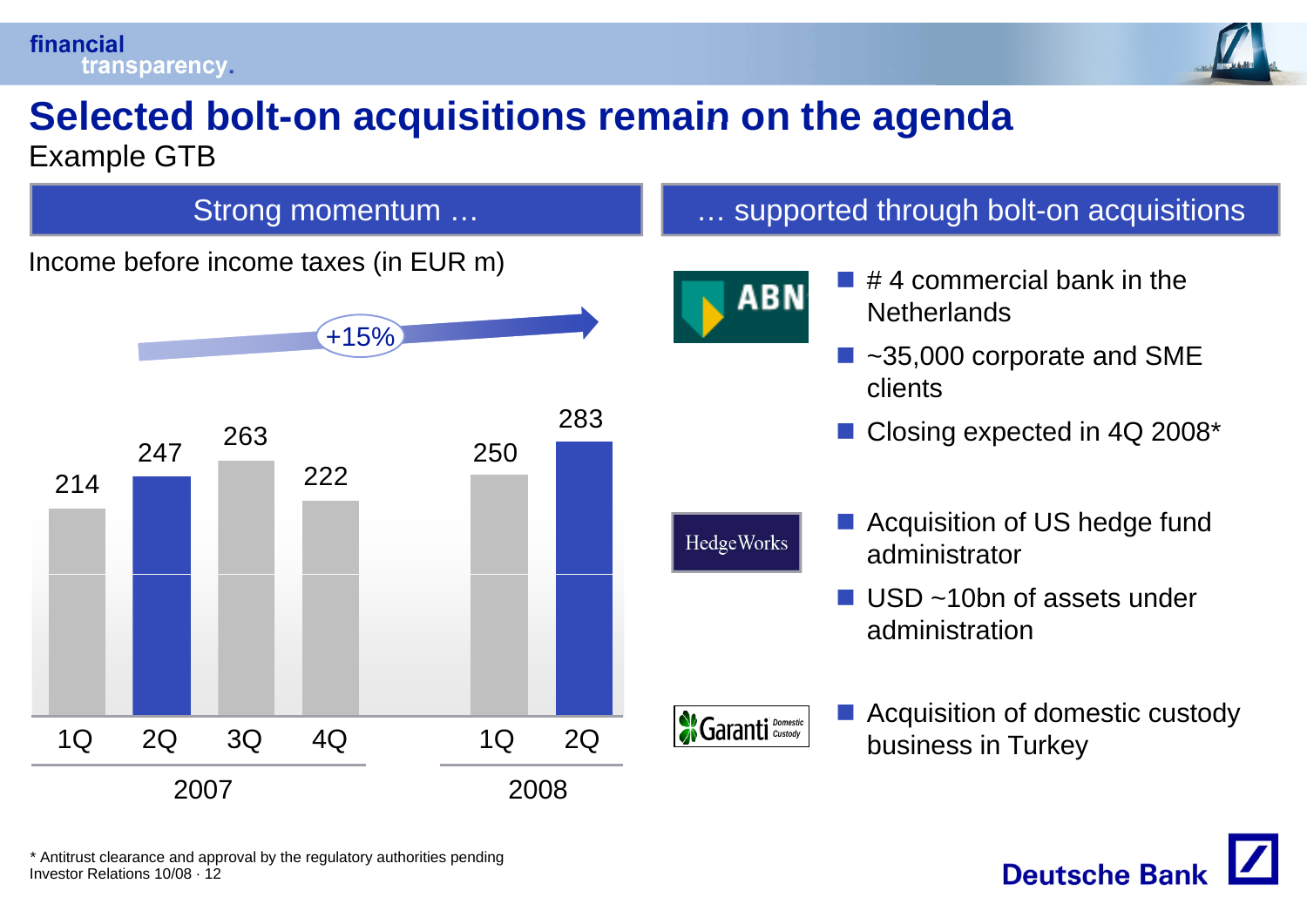# Selected bolt-on acquisitions remain on the agenda

Example GTB

## Strong momentum …

Income before income taxes (in EUR m)

+15%

| | 1Q 2007 | 2Q 2007 | 3Q 2007 | 4Q 2007 | 1Q 2008 | 2Q 2008 |
|---|---|---|---|---|---|---|
| Income before income taxes | 214 | 247 | 263 | 222 | 250 | 283 |

## … supported through bolt-on acquisitions

**ABN**

- # 4 commercial bank in the Netherlands
- ~35,000 corporate and SME clients
- Closing expected in 4Q 2008*

**HedgeWorks**

- Acquisition of US hedge fund administrator
- USD ~10bn of assets under administration

**Garanti Domestic Custody**

- Acquisition of domestic custody business in Turkey

* Antitrust clearance and approval by the regulatory authorities pending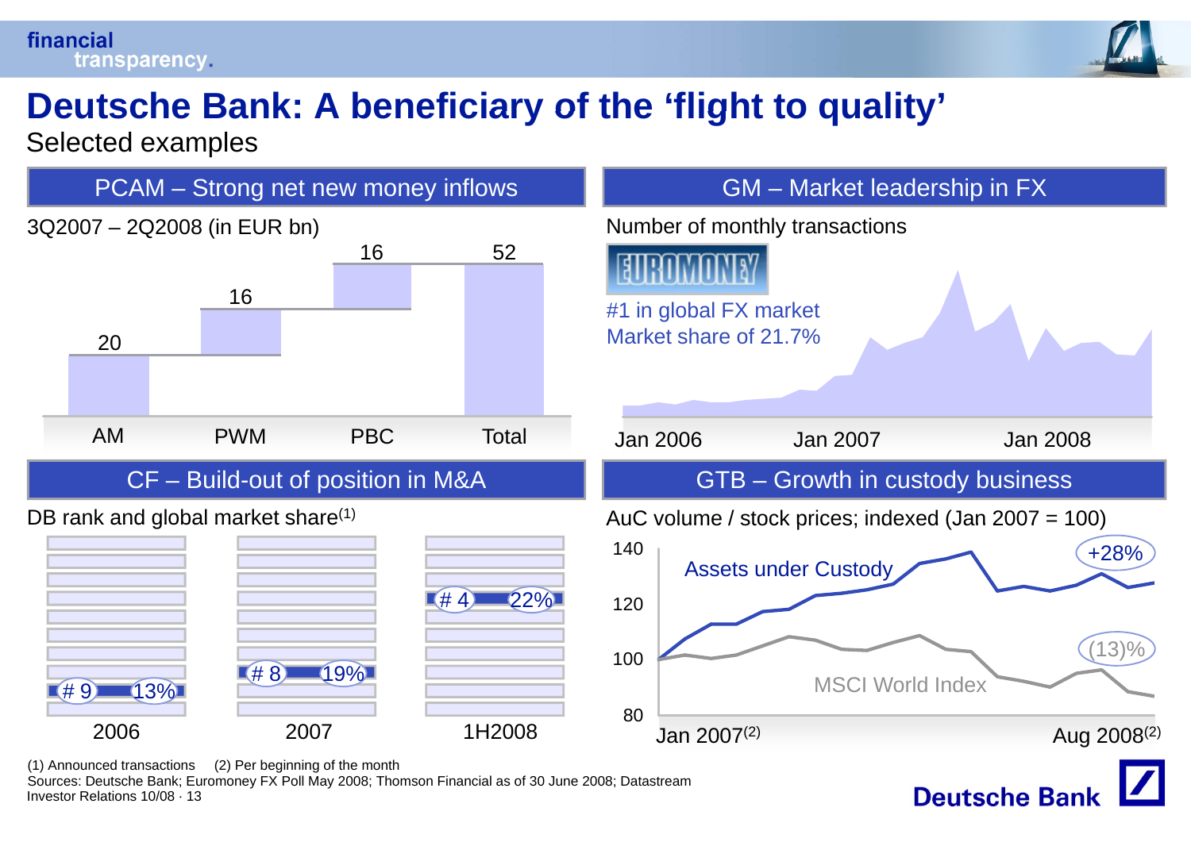# Deutsche Bank: A beneficiary of the 'flight to quality'

Selected examples

## PCAM – Strong net new money inflows

3Q2007 – 2Q2008 (in EUR bn)

| AM | PWM | PBC | Total |
|---|---|---|---|
| 20 | 16 | 16 | 52 |

## GM – Market leadership in FX

Number of monthly transactions

EUROMONEY

#1 in global FX market
Market share of 21.7%

Jan 2006 | Jan 2007 | Jan 2008

## CF – Build-out of position in M&A

DB rank and global market share(1)

| | 2006 | 2007 | 1H2008 |
|---|---|---|---|
| Rank | # 9 | # 8 | # 4 |
| Market share | 13% | 19% | 22% |

## GTB – Growth in custody business

AuC volume / stock prices; indexed (Jan 2007 = 100)

- Assets under Custody: +28%
- MSCI World Index: (13)%

Jan 2007(2) – Aug 2008(2)

(1) Announced transactions (2) Per beginning of the month

Sources: Deutsche Bank; Euromoney FX Poll May 2008; Thomson Financial as of 30 June 2008; Datastream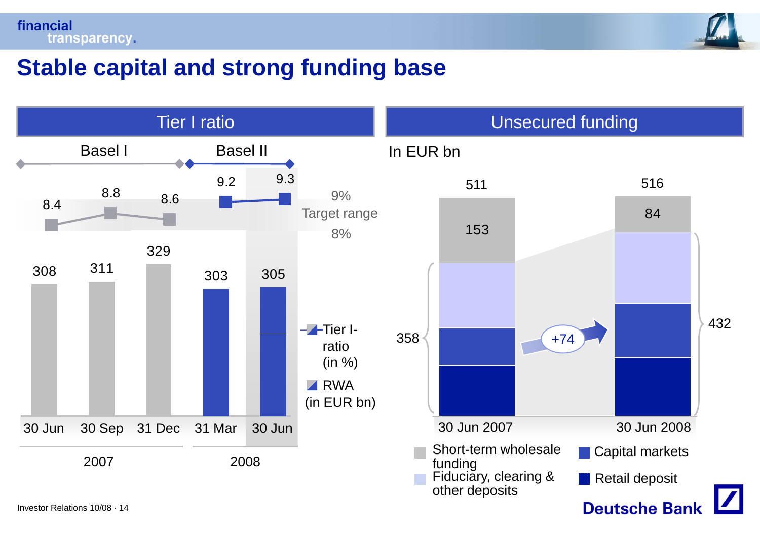# Stable capital and strong funding base

## Tier I ratio

| | Basel I | | | Basel II | |
|---|---|---|---|---|---|
| | 30 Jun 2007 | 30 Sep 2007 | 31 Dec 2007 | 31 Mar 2008 | 30 Jun 2008 |
| Tier I-ratio (in %) | 8.4 | 8.8 | 8.6 | 9.2 | 9.3 |
| RWA (in EUR bn) | 308 | 311 | 329 | 303 | 305 |

Target range: 8% – 9%

## Unsecured funding

In EUR bn

| | 30 Jun 2007 | 30 Jun 2008 |
|---|---|---|
| Short-term wholesale funding | 153 | 84 |
| Fiduciary, clearing & other deposits + Capital markets + Retail deposit | 358 | 432 |
| Total | 511 | 516 |

+74

Legend: Short-term wholesale funding; Fiduciary, clearing & other deposits; Capital markets; Retail deposit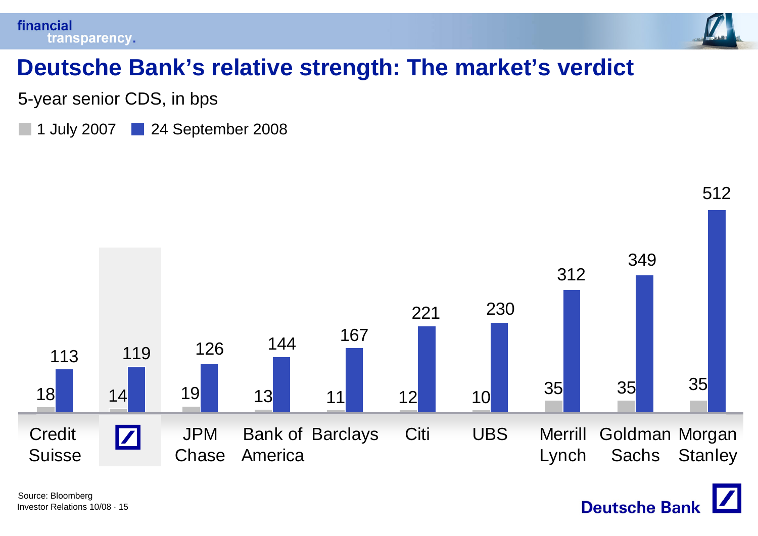# Deutsche Bank's relative strength: The market's verdict

5-year senior CDS, in bps

| | 1 July 2007 | 24 September 2008 |
|---|---|---|
| Credit Suisse | 18 | 113 |
| Deutsche Bank | 14 | 119 |
| JPM Chase | 19 | 126 |
| Bank of America | 13 | 144 |
| Barclays | 11 | 167 |
| Citi | 12 | 221 |
| UBS | 10 | 230 |
| Merrill Lynch | 35 | 312 |
| Goldman Sachs | 35 | 349 |
| Morgan Stanley | 35 | 512 |

Source: Bloomberg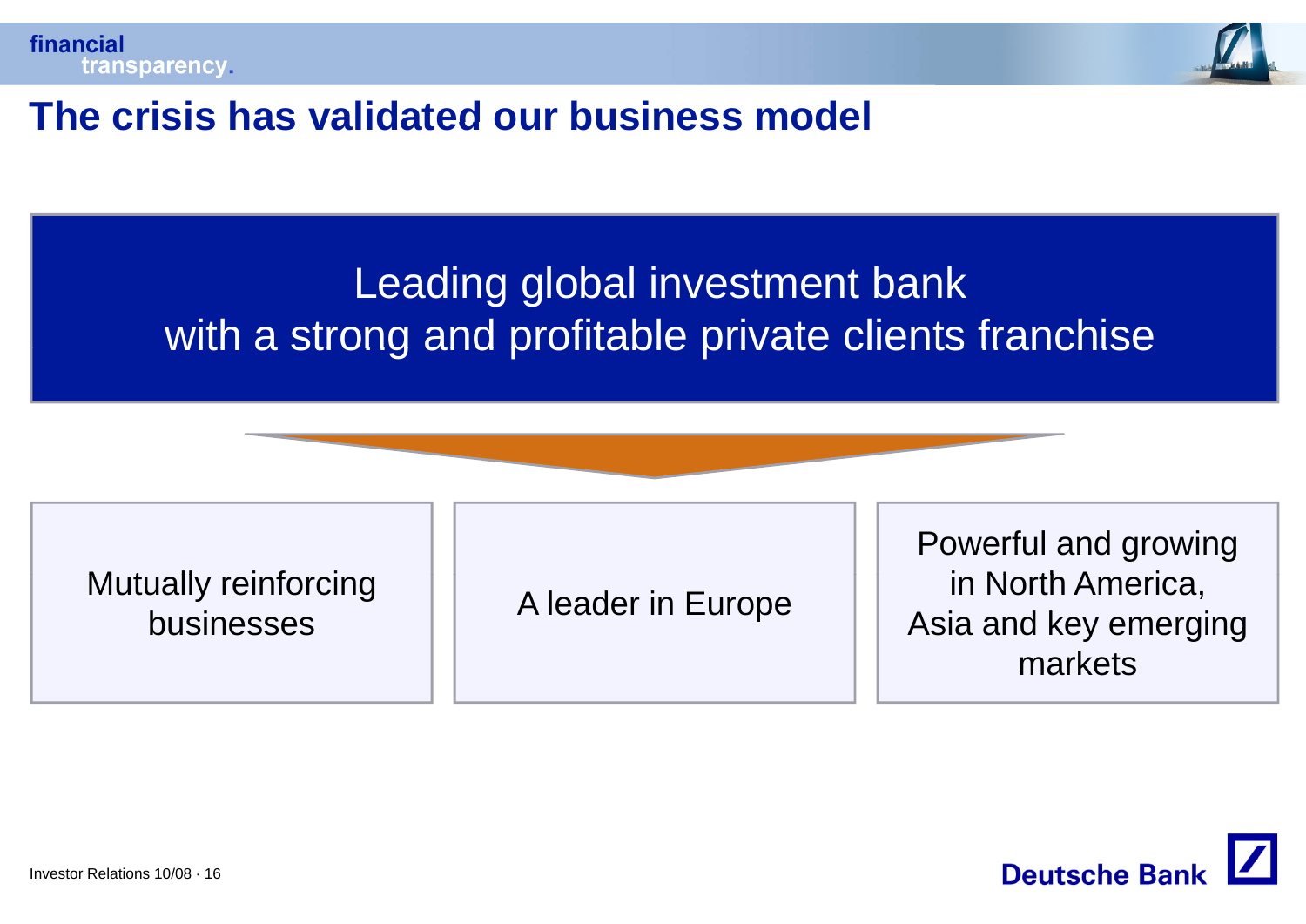# The crisis has validated our business model

**Leading global investment bank with a strong and profitable private clients franchise**

- Mutually reinforcing businesses
- A leader in Europe
- Powerful and growing in North America, Asia and key emerging markets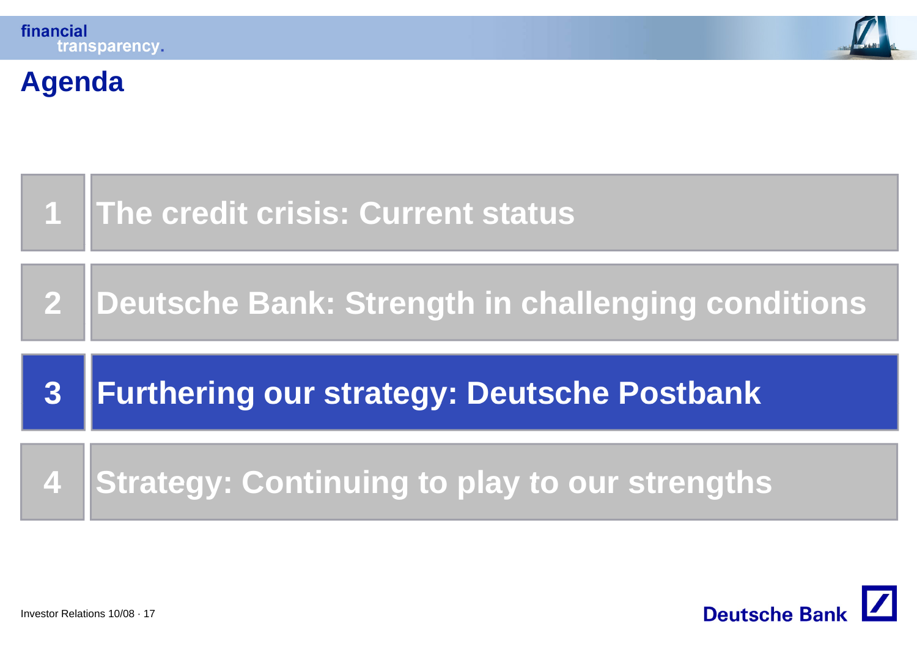# Agenda

1. The credit crisis: Current status
2. Deutsche Bank: Strength in challenging conditions
3. **Furthering our strategy: Deutsche Postbank**
4. Strategy: Continuing to play to our strengths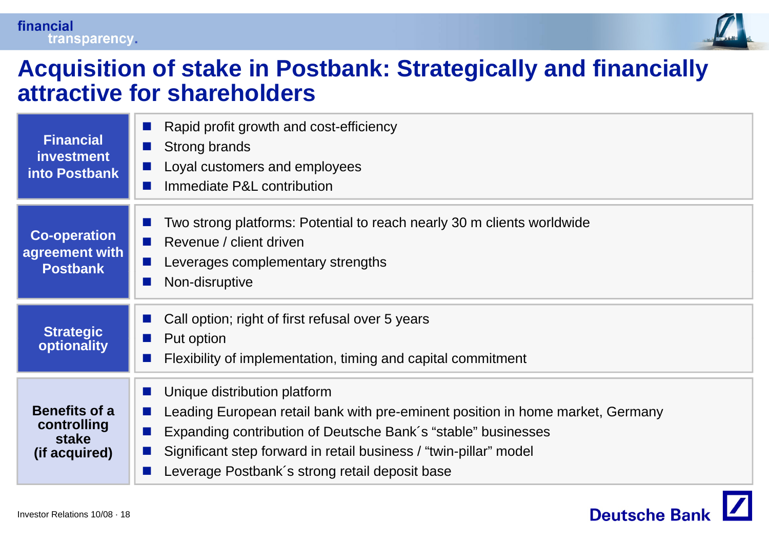# Acquisition of stake in Postbank: Strategically and financially attractive for shareholders

| | |
|---|---|
| **Financial investment into Postbank** | ▪ Rapid profit growth and cost-efficiency<br>▪ Strong brands<br>▪ Loyal customers and employees<br>▪ Immediate P&L contribution |
| **Co-operation agreement with Postbank** | ▪ Two strong platforms: Potential to reach nearly 30 m clients worldwide<br>▪ Revenue / client driven<br>▪ Leverages complementary strengths<br>▪ Non-disruptive |
| **Strategic optionality** | ▪ Call option; right of first refusal over 5 years<br>▪ Put option<br>▪ Flexibility of implementation, timing and capital commitment |
| **Benefits of a controlling stake (if acquired)** | ▪ Unique distribution platform<br>▪ Leading European retail bank with pre-eminent position in home market, Germany<br>▪ Expanding contribution of Deutsche Bank´s "stable" businesses<br>▪ Significant step forward in retail business / "twin-pillar" model<br>▪ Leverage Postbank´s strong retail deposit base |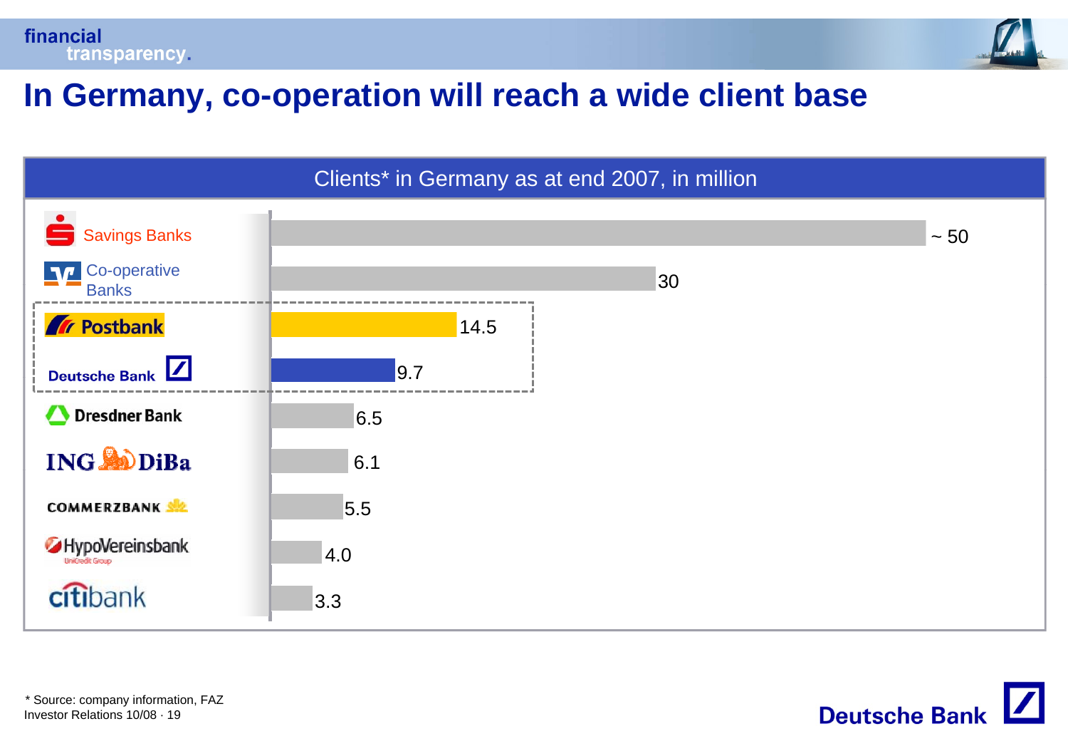# In Germany, co-operation will reach a wide client base

Clients* in Germany as at end 2007, in million

| Bank | Clients (million) |
|---|---|
| Savings Banks | ~ 50 |
| Co-operative Banks | 30 |
| Postbank | 14.5 |
| Deutsche Bank | 9.7 |
| Dresdner Bank | 6.5 |
| ING DiBa | 6.1 |
| Commerzbank | 5.5 |
| HypoVereinsbank (UniCredit Group) | 4.0 |
| citibank | 3.3 |

\* Source: company information, FAZ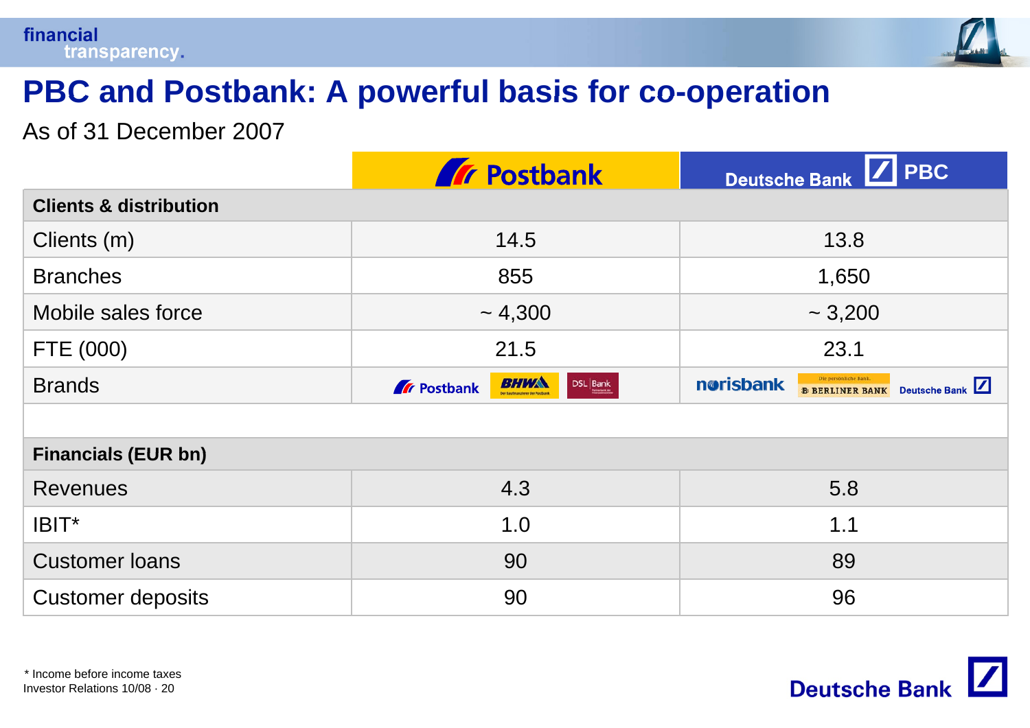# PBC and Postbank: A powerful basis for co-operation

As of 31 December 2007

| | Postbank | Deutsche Bank PBC |
|---|---|---|
| **Clients & distribution** | | |
| Clients (m) | 14.5 | 13.8 |
| Branches | 855 | 1,650 |
| Mobile sales force | ~ 4,300 | ~ 3,200 |
| FTE (000) | 21.5 | 23.1 |
| Brands | Postbank, BHW, DSL Bank | norisbank, Berliner Bank, Deutsche Bank |
| | | |
| **Financials (EUR bn)** | | |
| Revenues | 4.3 | 5.8 |
| IBIT* | 1.0 | 1.1 |
| Customer loans | 90 | 89 |
| Customer deposits | 90 | 96 |

* Income before income taxes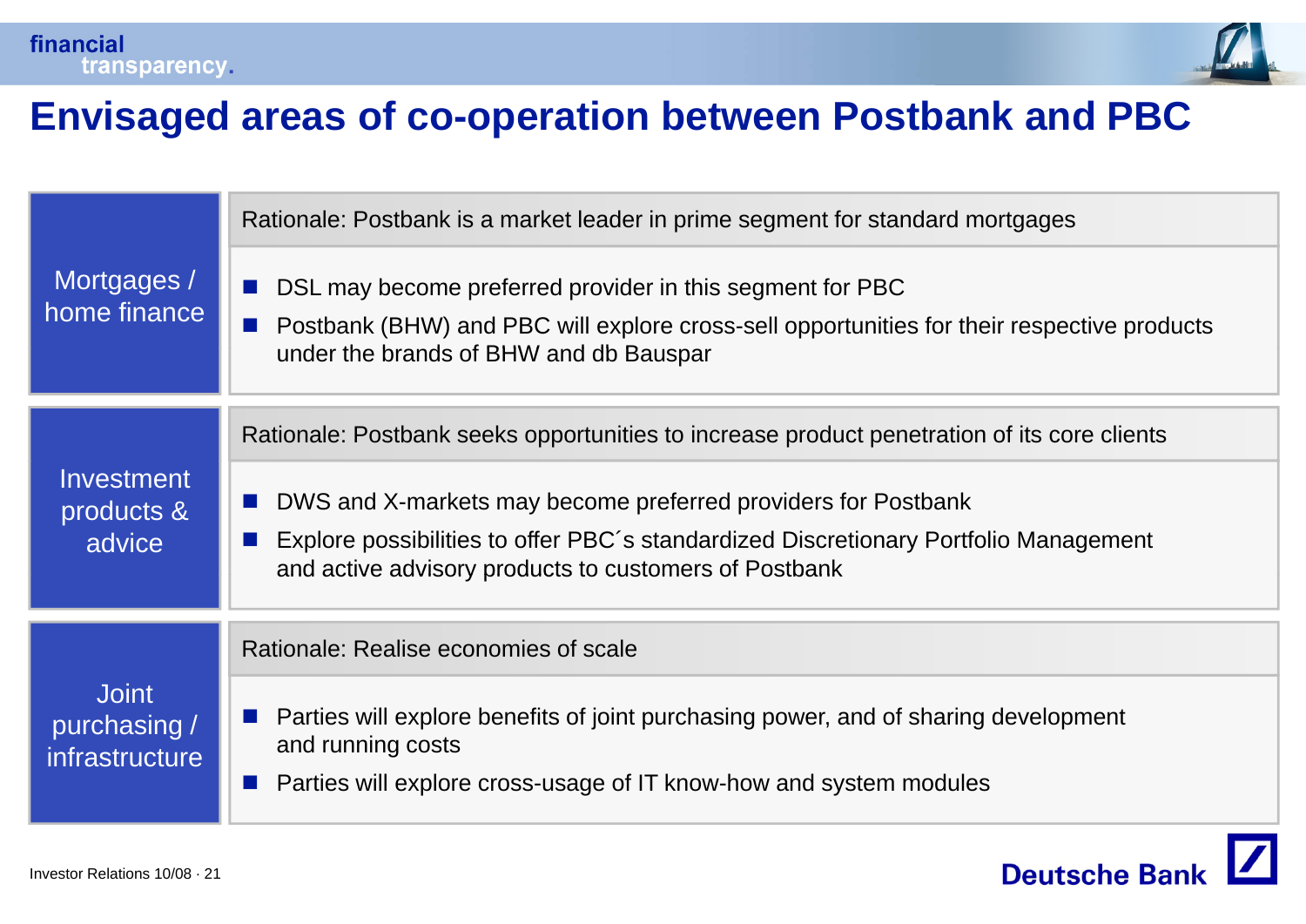# Envisaged areas of co-operation between Postbank and PBC

## Mortgages / home finance

Rationale: Postbank is a market leader in prime segment for standard mortgages

- DSL may become preferred provider in this segment for PBC
- Postbank (BHW) and PBC will explore cross-sell opportunities for their respective products under the brands of BHW and db Bauspar

## Investment products & advice

Rationale: Postbank seeks opportunities to increase product penetration of its core clients

- DWS and X-markets may become preferred providers for Postbank
- Explore possibilities to offer PBC´s standardized Discretionary Portfolio Management and active advisory products to customers of Postbank

## Joint purchasing / infrastructure

Rationale: Realise economies of scale

- Parties will explore benefits of joint purchasing power, and of sharing development and running costs
- Parties will explore cross-usage of IT know-how and system modules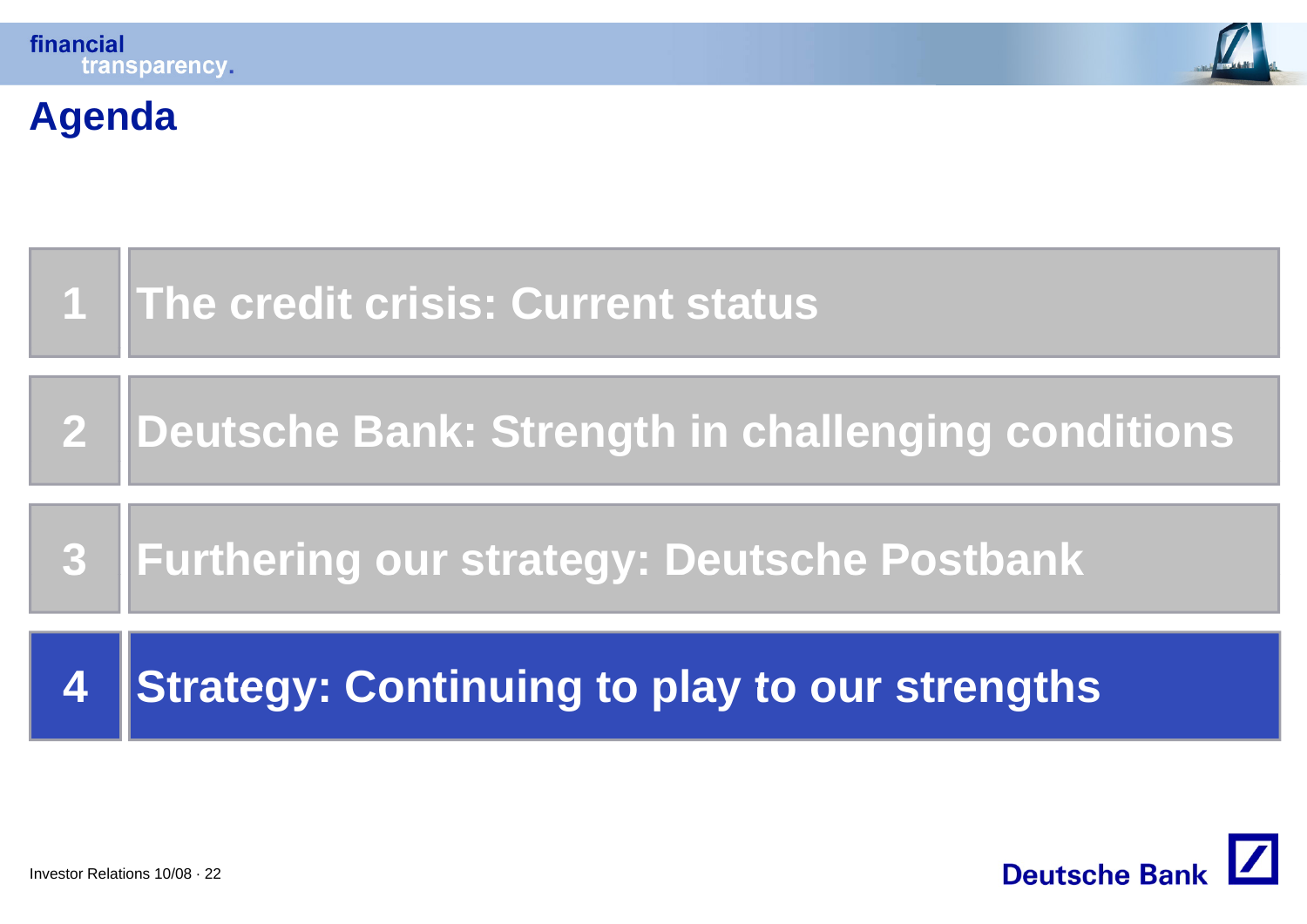# Agenda

1. The credit crisis: Current status
2. Deutsche Bank: Strength in challenging conditions
3. Furthering our strategy: Deutsche Postbank
4. **Strategy: Continuing to play to our strengths**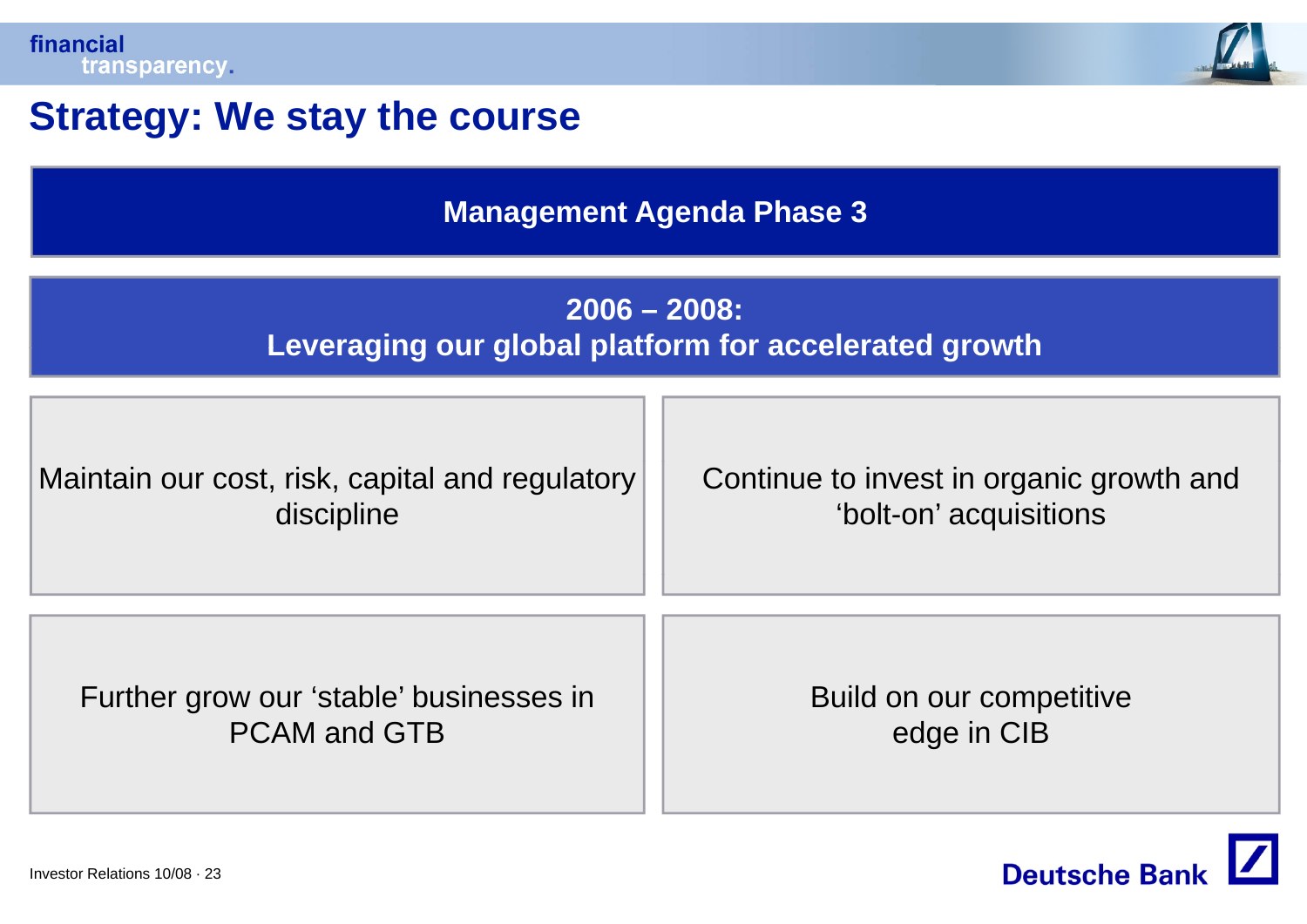# Strategy: We stay the course

## Management Agenda Phase 3

### 2006 – 2008: Leveraging our global platform for accelerated growth

| | |
|---|---|
| Maintain our cost, risk, capital and regulatory discipline | Continue to invest in organic growth and 'bolt-on' acquisitions |
| Further grow our 'stable' businesses in PCAM and GTB | Build on our competitive edge in CIB |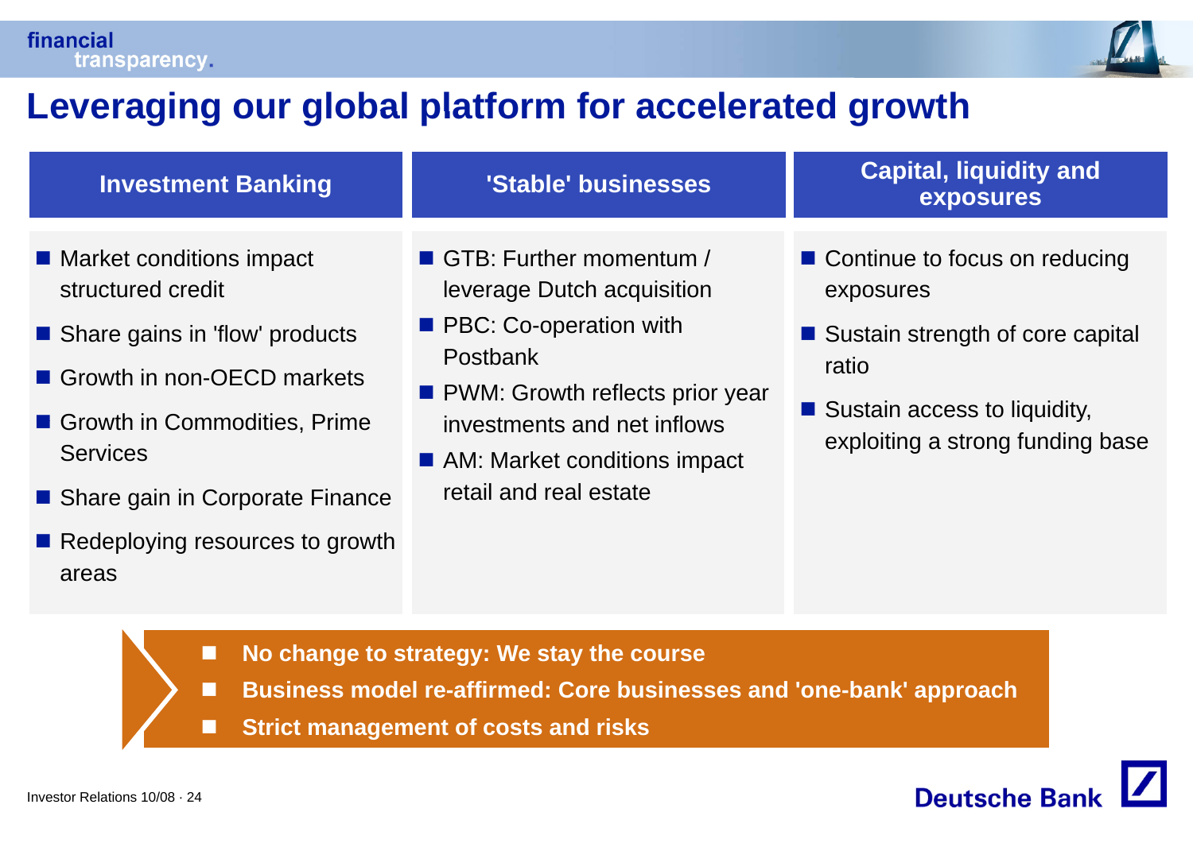# Leveraging our global platform for accelerated growth

## Investment Banking

- Market conditions impact structured credit
- Share gains in 'flow' products
- Growth in non-OECD markets
- Growth in Commodities, Prime Services
- Share gain in Corporate Finance
- Redeploying resources to growth areas

## 'Stable' businesses

- GTB: Further momentum / leverage Dutch acquisition
- PBC: Co-operation with Postbank
- PWM: Growth reflects prior year investments and net inflows
- AM: Market conditions impact retail and real estate

## Capital, liquidity and exposures

- Continue to focus on reducing exposures
- Sustain strength of core capital ratio
- Sustain access to liquidity, exploiting a strong funding base

---

- **No change to strategy: We stay the course**
- **Business model re-affirmed: Core businesses and 'one-bank' approach**
- **Strict management of costs and risks**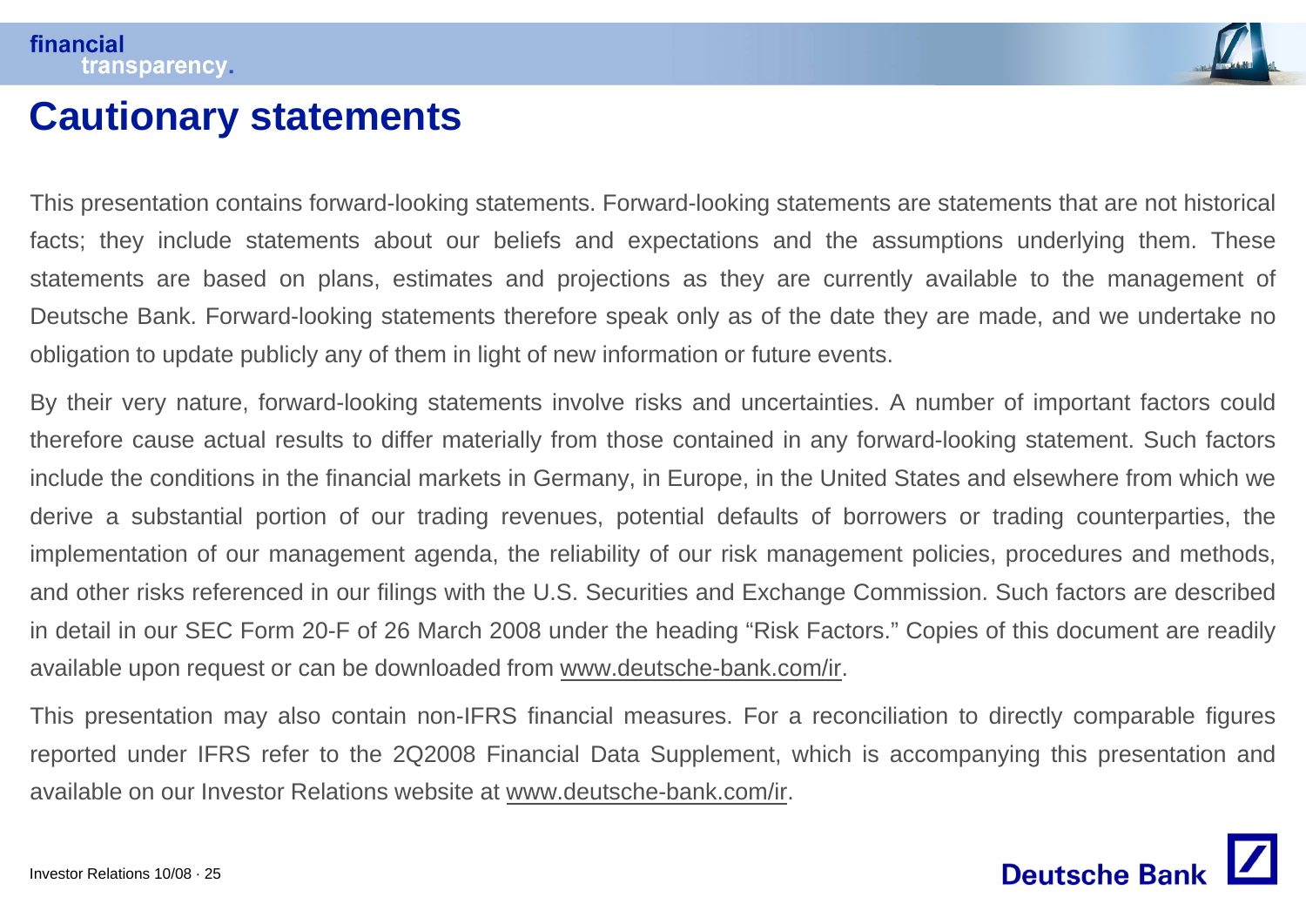# Cautionary statements

This presentation contains forward-looking statements. Forward-looking statements are statements that are not historical facts; they include statements about our beliefs and expectations and the assumptions underlying them. These statements are based on plans, estimates and projections as they are currently available to the management of Deutsche Bank. Forward-looking statements therefore speak only as of the date they are made, and we undertake no obligation to update publicly any of them in light of new information or future events.

By their very nature, forward-looking statements involve risks and uncertainties. A number of important factors could therefore cause actual results to differ materially from those contained in any forward-looking statement. Such factors include the conditions in the financial markets in Germany, in Europe, in the United States and elsewhere from which we derive a substantial portion of our trading revenues, potential defaults of borrowers or trading counterparties, the implementation of our management agenda, the reliability of our risk management policies, procedures and methods, and other risks referenced in our filings with the U.S. Securities and Exchange Commission. Such factors are described in detail in our SEC Form 20-F of 26 March 2008 under the heading "Risk Factors." Copies of this document are readily available upon request or can be downloaded from www.deutsche-bank.com/ir.

This presentation may also contain non-IFRS financial measures. For a reconciliation to directly comparable figures reported under IFRS refer to the 2Q2008 Financial Data Supplement, which is accompanying this presentation and available on our Investor Relations website at www.deutsche-bank.com/ir.